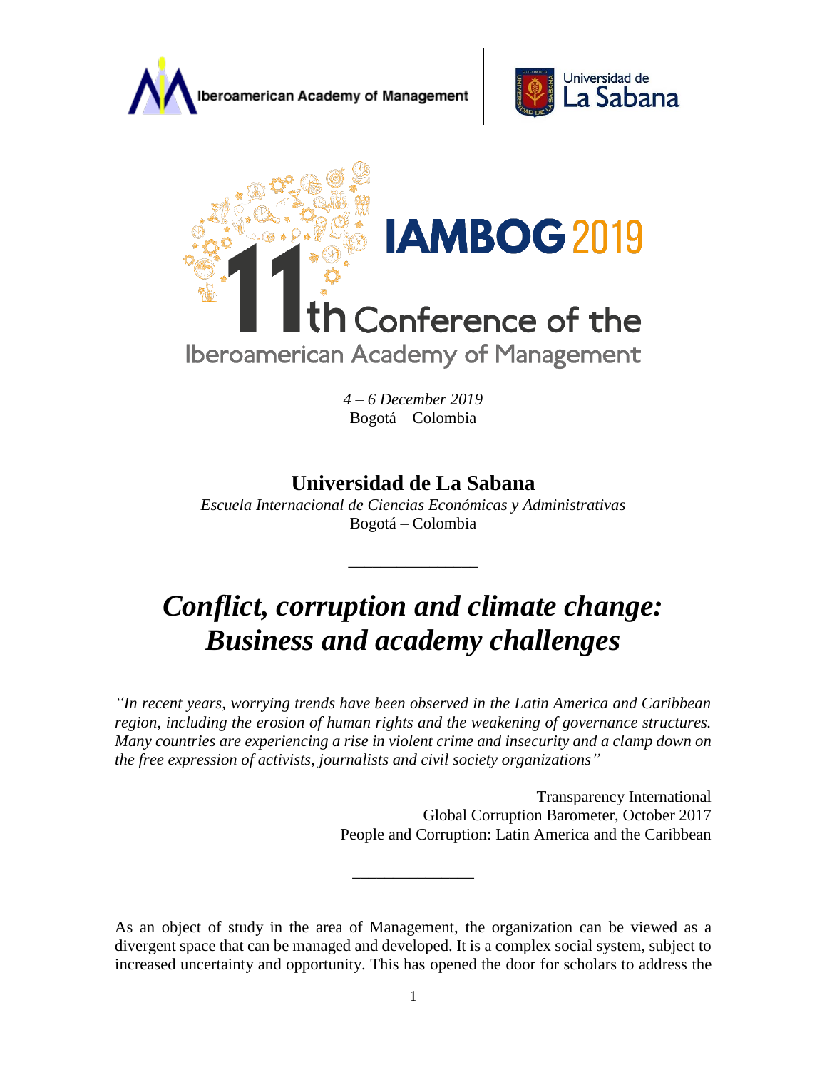Iberoamerican Academy of Management

Universidad de La Sabana

# IAMBOG 2019

## 11th Conference of the Iberoamerican Academy of Management

*4 – 6 December 2019*
Bogotá – Colombia

**Universidad de La Sabana**
*Escuela Internacional de Ciencias Económicas y Administrativas*
Bogotá – Colombia

---

# *Conflict, corruption and climate change: Business and academy challenges*

*"In recent years, worrying trends have been observed in the Latin America and Caribbean region, including the erosion of human rights and the weakening of governance structures. Many countries are experiencing a rise in violent crime and insecurity and a clamp down on the free expression of activists, journalists and civil society organizations"*

Transparency International
Global Corruption Barometer, October 2017
People and Corruption: Latin America and the Caribbean

---

As an object of study in the area of Management, the organization can be viewed as a divergent space that can be managed and developed. It is a complex social system, subject to increased uncertainty and opportunity. This has opened the door for scholars to address the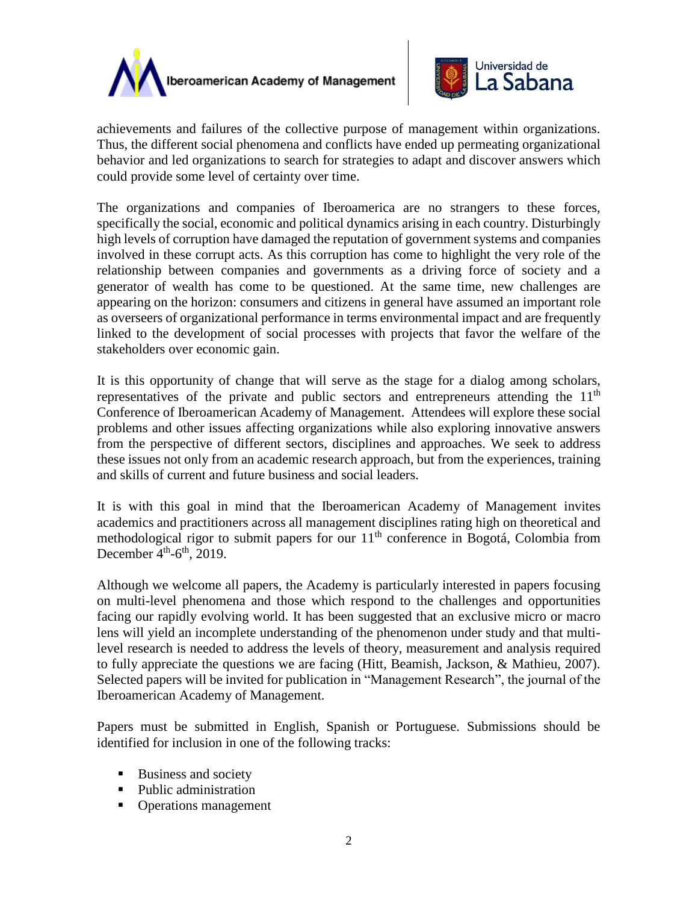achievements and failures of the collective purpose of management within organizations. Thus, the different social phenomena and conflicts have ended up permeating organizational behavior and led organizations to search for strategies to adapt and discover answers which could provide some level of certainty over time.

The organizations and companies of Iberoamerica are no strangers to these forces, specifically the social, economic and political dynamics arising in each country. Disturbingly high levels of corruption have damaged the reputation of government systems and companies involved in these corrupt acts. As this corruption has come to highlight the very role of the relationship between companies and governments as a driving force of society and a generator of wealth has come to be questioned. At the same time, new challenges are appearing on the horizon: consumers and citizens in general have assumed an important role as overseers of organizational performance in terms environmental impact and are frequently linked to the development of social processes with projects that favor the welfare of the stakeholders over economic gain.

It is this opportunity of change that will serve as the stage for a dialog among scholars, representatives of the private and public sectors and entrepreneurs attending the 11th Conference of Iberoamerican Academy of Management. Attendees will explore these social problems and other issues affecting organizations while also exploring innovative answers from the perspective of different sectors, disciplines and approaches. We seek to address these issues not only from an academic research approach, but from the experiences, training and skills of current and future business and social leaders.

It is with this goal in mind that the Iberoamerican Academy of Management invites academics and practitioners across all management disciplines rating high on theoretical and methodological rigor to submit papers for our 11th conference in Bogotá, Colombia from December 4th-6th, 2019.

Although we welcome all papers, the Academy is particularly interested in papers focusing on multi-level phenomena and those which respond to the challenges and opportunities facing our rapidly evolving world. It has been suggested that an exclusive micro or macro lens will yield an incomplete understanding of the phenomenon under study and that multi-level research is needed to address the levels of theory, measurement and analysis required to fully appreciate the questions we are facing (Hitt, Beamish, Jackson, & Mathieu, 2007). Selected papers will be invited for publication in "Management Research", the journal of the Iberoamerican Academy of Management.

Papers must be submitted in English, Spanish or Portuguese. Submissions should be identified for inclusion in one of the following tracks:

- Business and society
- Public administration
- Operations management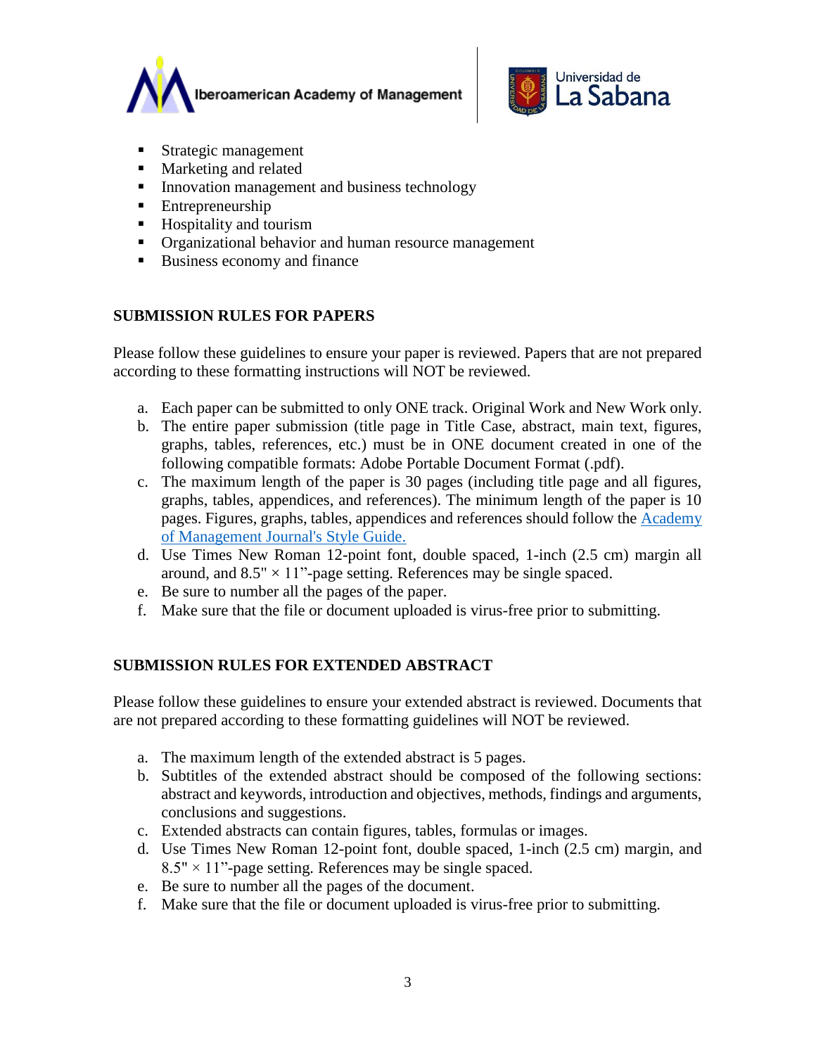- Strategic management
- Marketing and related
- Innovation management and business technology
- Entrepreneurship
- Hospitality and tourism
- Organizational behavior and human resource management
- Business economy and finance

## SUBMISSION RULES FOR PAPERS

Please follow these guidelines to ensure your paper is reviewed. Papers that are not prepared according to these formatting instructions will NOT be reviewed.

a. Each paper can be submitted to only ONE track. Original Work and New Work only.
b. The entire paper submission (title page in Title Case, abstract, main text, figures, graphs, tables, references, etc.) must be in ONE document created in one of the following compatible formats: Adobe Portable Document Format (.pdf).
c. The maximum length of the paper is 30 pages (including title page and all figures, graphs, tables, appendices, and references). The minimum length of the paper is 10 pages. Figures, graphs, tables, appendices and references should follow the Academy of Management Journal's Style Guide.
d. Use Times New Roman 12-point font, double spaced, 1-inch (2.5 cm) margin all around, and 8.5" × 11"-page setting. References may be single spaced.
e. Be sure to number all the pages of the paper.
f. Make sure that the file or document uploaded is virus-free prior to submitting.

## SUBMISSION RULES FOR EXTENDED ABSTRACT

Please follow these guidelines to ensure your extended abstract is reviewed. Documents that are not prepared according to these formatting guidelines will NOT be reviewed.

a. The maximum length of the extended abstract is 5 pages.
b. Subtitles of the extended abstract should be composed of the following sections: abstract and keywords, introduction and objectives, methods, findings and arguments, conclusions and suggestions.
c. Extended abstracts can contain figures, tables, formulas or images.
d. Use Times New Roman 12-point font, double spaced, 1-inch (2.5 cm) margin, and 8.5" × 11"-page setting. References may be single spaced.
e. Be sure to number all the pages of the document.
f. Make sure that the file or document uploaded is virus-free prior to submitting.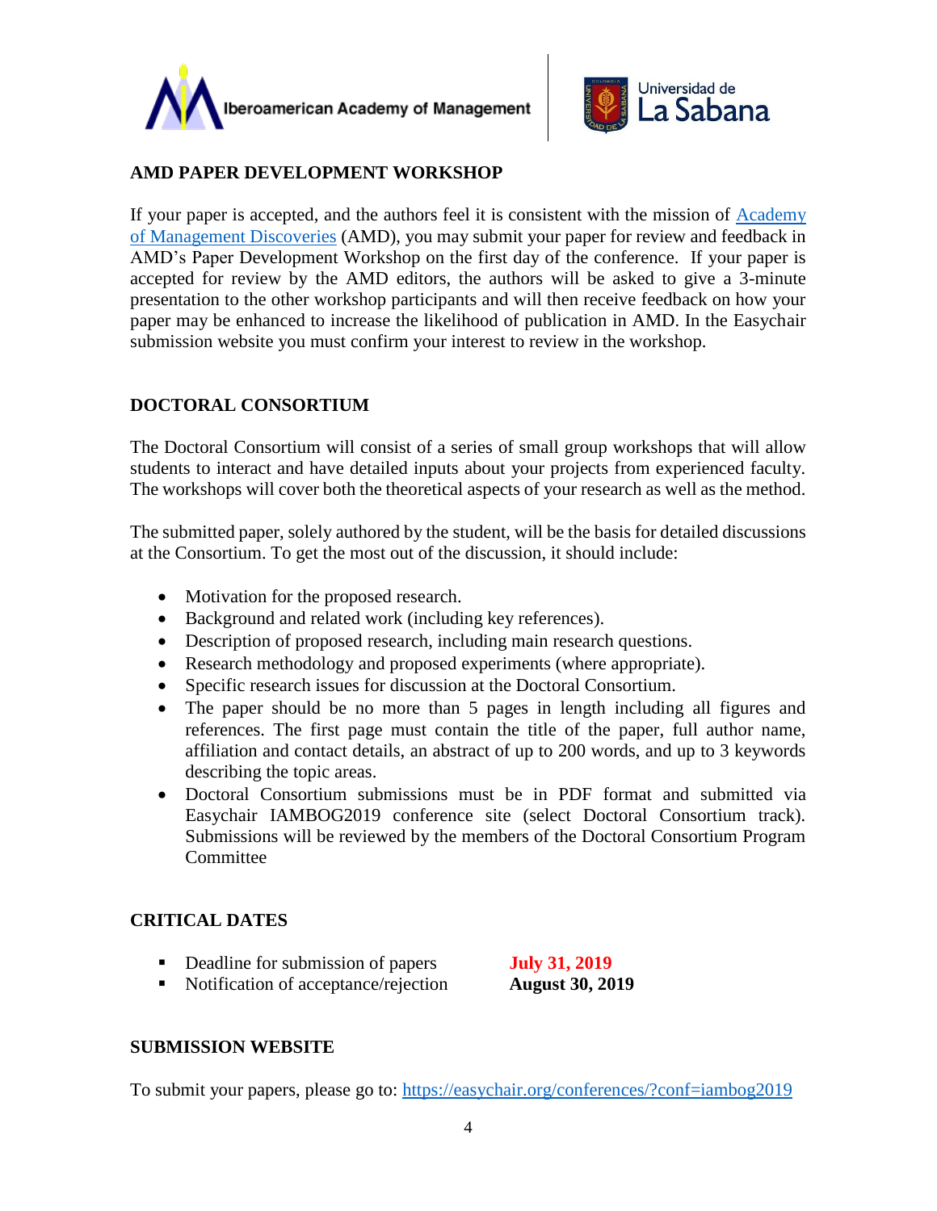## AMD PAPER DEVELOPMENT WORKSHOP

If your paper is accepted, and the authors feel it is consistent with the mission of [Academy of Management Discoveries](#) (AMD), you may submit your paper for review and feedback in AMD's Paper Development Workshop on the first day of the conference. If your paper is accepted for review by the AMD editors, the authors will be asked to give a 3-minute presentation to the other workshop participants and will then receive feedback on how your paper may be enhanced to increase the likelihood of publication in AMD. In the Easychair submission website you must confirm your interest to review in the workshop.

## DOCTORAL CONSORTIUM

The Doctoral Consortium will consist of a series of small group workshops that will allow students to interact and have detailed inputs about your projects from experienced faculty. The workshops will cover both the theoretical aspects of your research as well as the method.

The submitted paper, solely authored by the student, will be the basis for detailed discussions at the Consortium. To get the most out of the discussion, it should include:

- Motivation for the proposed research.
- Background and related work (including key references).
- Description of proposed research, including main research questions.
- Research methodology and proposed experiments (where appropriate).
- Specific research issues for discussion at the Doctoral Consortium.
- The paper should be no more than 5 pages in length including all figures and references. The first page must contain the title of the paper, full author name, affiliation and contact details, an abstract of up to 200 words, and up to 3 keywords describing the topic areas.
- Doctoral Consortium submissions must be in PDF format and submitted via Easychair IAMBOG2019 conference site (select Doctoral Consortium track). Submissions will be reviewed by the members of the Doctoral Consortium Program Committee

## CRITICAL DATES

- Deadline for submission of papers **July 31, 2019**
- Notification of acceptance/rejection **August 30, 2019**

## SUBMISSION WEBSITE

To submit your papers, please go to: https://easychair.org/conferences/?conf=iambog2019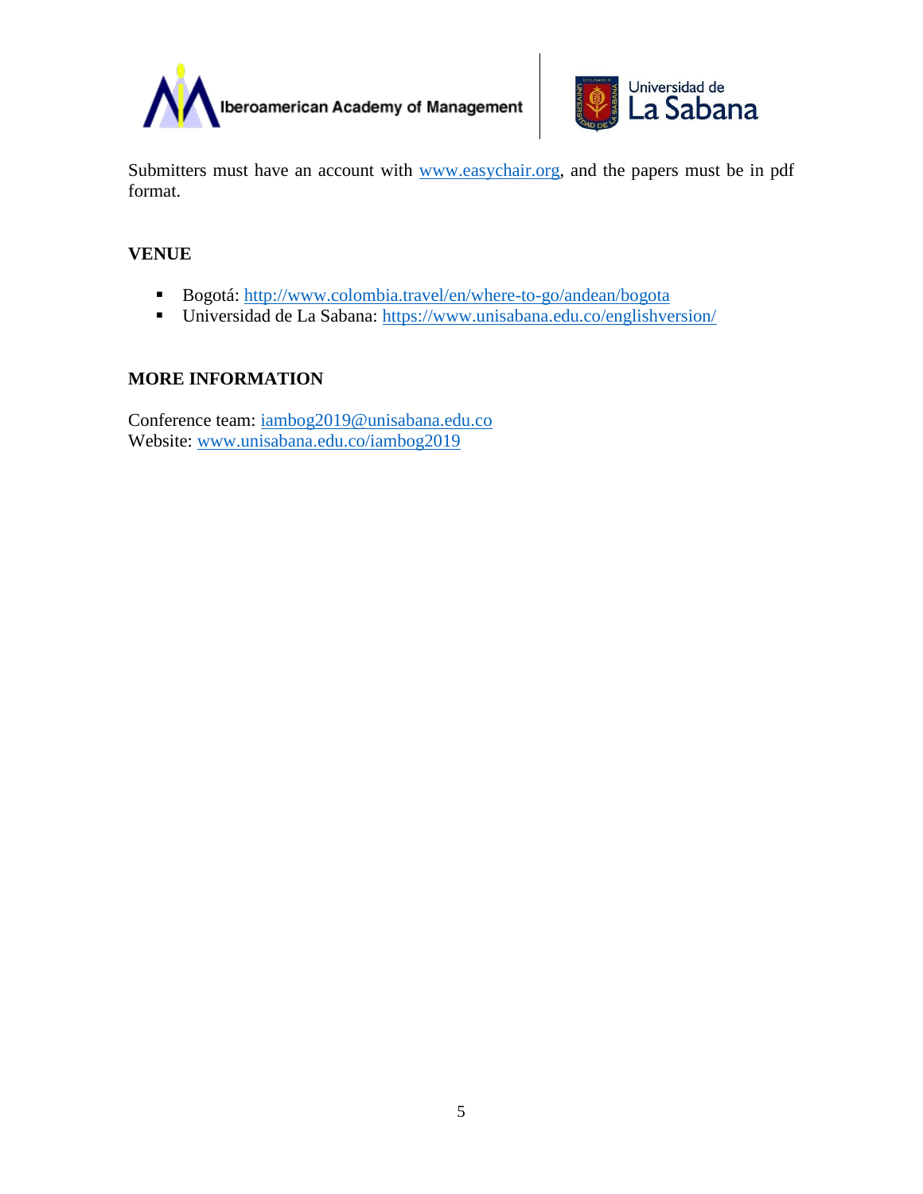Submitters must have an account with www.easychair.org, and the papers must be in pdf format.

## VENUE

- Bogotá: http://www.colombia.travel/en/where-to-go/andean/bogota
- Universidad de La Sabana: https://www.unisabana.edu.co/englishversion/

## MORE INFORMATION

Conference team: iambog2019@unisabana.edu.co
Website: www.unisabana.edu.co/iambog2019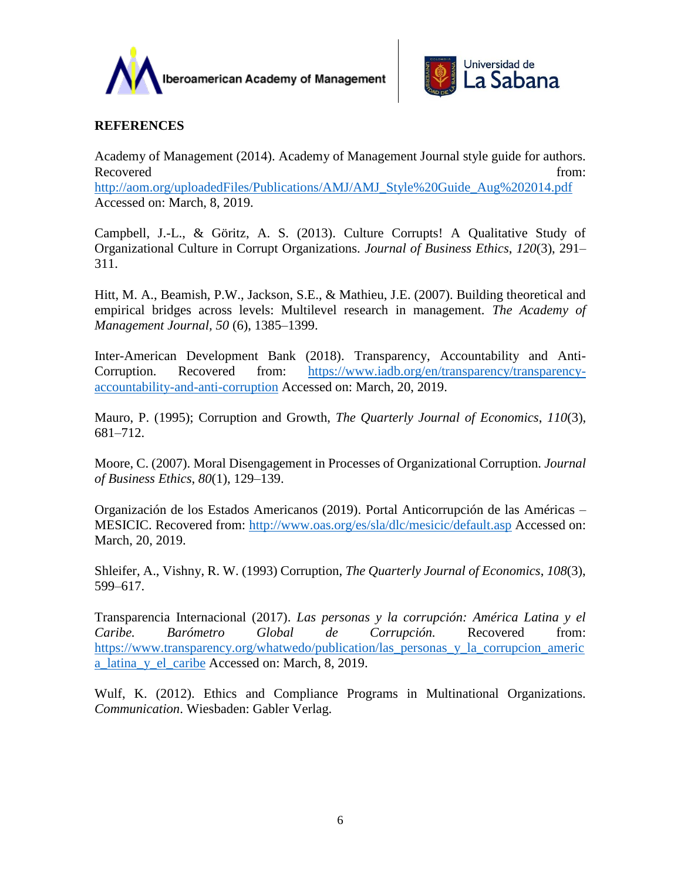## REFERENCES

Academy of Management (2014). Academy of Management Journal style guide for authors. Recovered from: http://aom.org/uploadedFiles/Publications/AMJ/AMJ_Style%20Guide_Aug%202014.pdf Accessed on: March, 8, 2019.

Campbell, J.-L., & Göritz, A. S. (2013). Culture Corrupts! A Qualitative Study of Organizational Culture in Corrupt Organizations. *Journal of Business Ethics*, *120*(3), 291–311.

Hitt, M. A., Beamish, P.W., Jackson, S.E., & Mathieu, J.E. (2007). Building theoretical and empirical bridges across levels: Multilevel research in management. *The Academy of Management Journal, 50* (6), 1385–1399.

Inter-American Development Bank (2018). Transparency, Accountability and Anti-Corruption. Recovered from: https://www.iadb.org/en/transparency/transparency-accountability-and-anti-corruption Accessed on: March, 20, 2019.

Mauro, P. (1995); Corruption and Growth, *The Quarterly Journal of Economics*, *110*(3), 681–712.

Moore, C. (2007). Moral Disengagement in Processes of Organizational Corruption. *Journal of Business Ethics*, *80*(1), 129–139.

Organización de los Estados Americanos (2019). Portal Anticorrupción de las Américas – MESICIC. Recovered from: http://www.oas.org/es/sla/dlc/mesicic/default.asp Accessed on: March, 20, 2019.

Shleifer, A., Vishny, R. W. (1993) Corruption, *The Quarterly Journal of Economics*, *108*(3), 599–617.

Transparencia Internacional (2017). *Las personas y la corrupción: América Latina y el Caribe. Barómetro Global de Corrupción.* Recovered from: https://www.transparency.org/whatwedo/publication/las_personas_y_la_corrupcion_america_latina_y_el_caribe Accessed on: March, 8, 2019.

Wulf, K. (2012). Ethics and Compliance Programs in Multinational Organizations. *Communication*. Wiesbaden: Gabler Verlag.